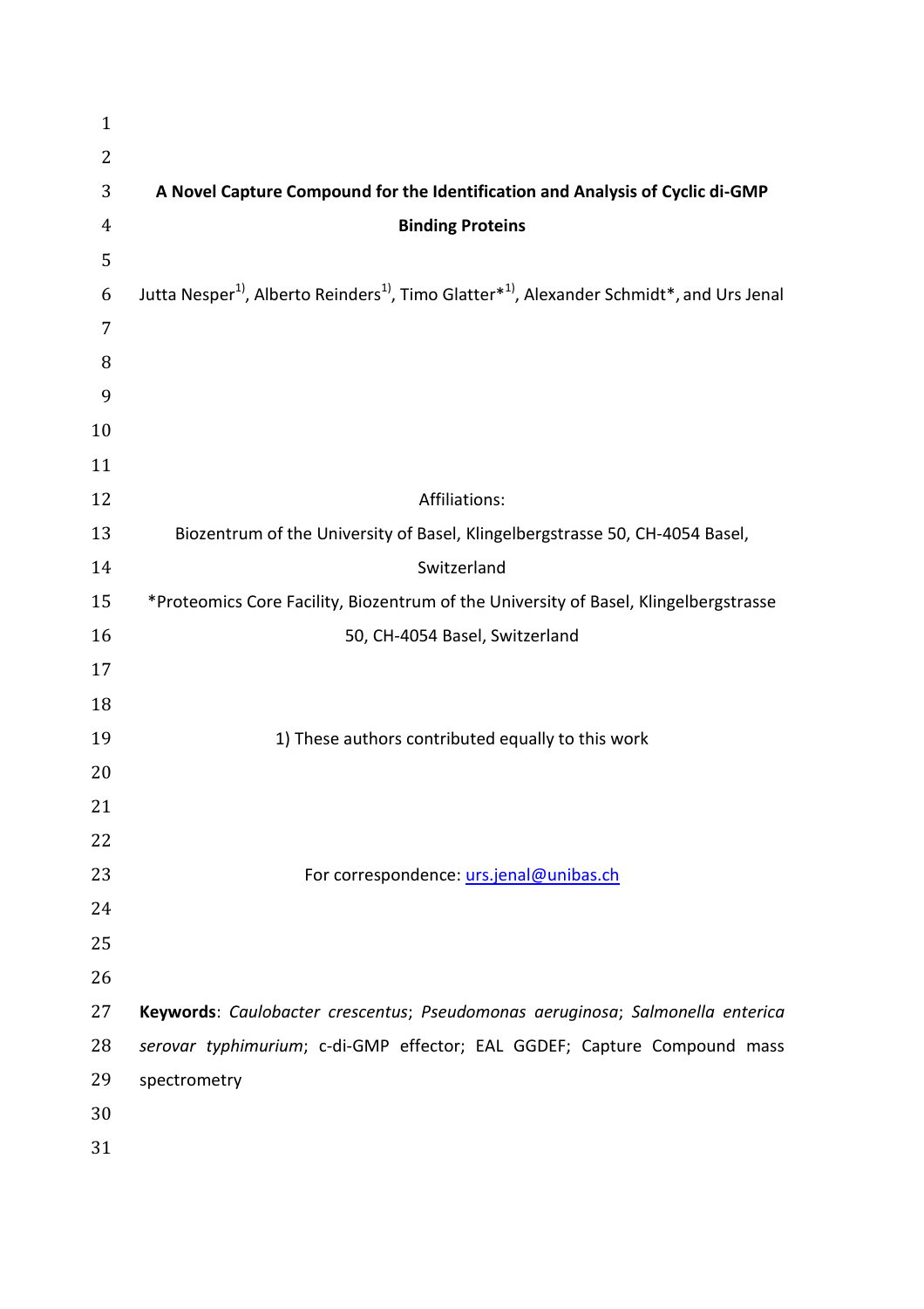# A Novel Capture Compound for the Identification and Analysis of Cyclic di-GMP Binding Proteins

Jutta Nesper[1)], Alberto Reinders[1)], Timo Glatter*[1)], Alexander Schmidt*, and Urs Jenal

Affiliations:

Biozentrum of the University of Basel, Klingelbergstrasse 50, CH-4054 Basel, Switzerland

*Proteomics Core Facility, Biozentrum of the University of Basel, Klingelbergstrasse 50, CH-4054 Basel, Switzerland

1) These authors contributed equally to this work

For correspondence: urs.jenal@unibas.ch

**Keywords**: *Caulobacter crescentus*; *Pseudomonas aeruginosa*; *Salmonella enterica serovar typhimurium*; c-di-GMP effector; EAL GGDEF; Capture Compound mass spectrometry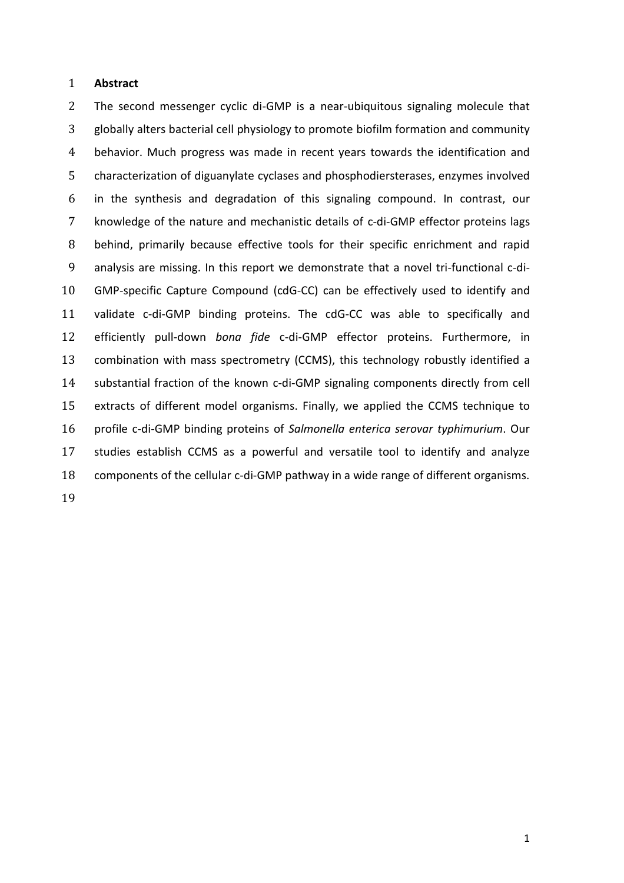## Abstract

The second messenger cyclic di-GMP is a near-ubiquitous signaling molecule that globally alters bacterial cell physiology to promote biofilm formation and community behavior. Much progress was made in recent years towards the identification and characterization of diguanylate cyclases and phosphodiersterases, enzymes involved in the synthesis and degradation of this signaling compound. In contrast, our knowledge of the nature and mechanistic details of c-di-GMP effector proteins lags behind, primarily because effective tools for their specific enrichment and rapid analysis are missing. In this report we demonstrate that a novel tri-functional c-di-GMP-specific Capture Compound (cdG-CC) can be effectively used to identify and validate c-di-GMP binding proteins. The cdG-CC was able to specifically and efficiently pull-down *bona fide* c-di-GMP effector proteins. Furthermore, in combination with mass spectrometry (CCMS), this technology robustly identified a substantial fraction of the known c-di-GMP signaling components directly from cell extracts of different model organisms. Finally, we applied the CCMS technique to profile c-di-GMP binding proteins of *Salmonella enterica serovar typhimurium*. Our studies establish CCMS as a powerful and versatile tool to identify and analyze components of the cellular c-di-GMP pathway in a wide range of different organisms.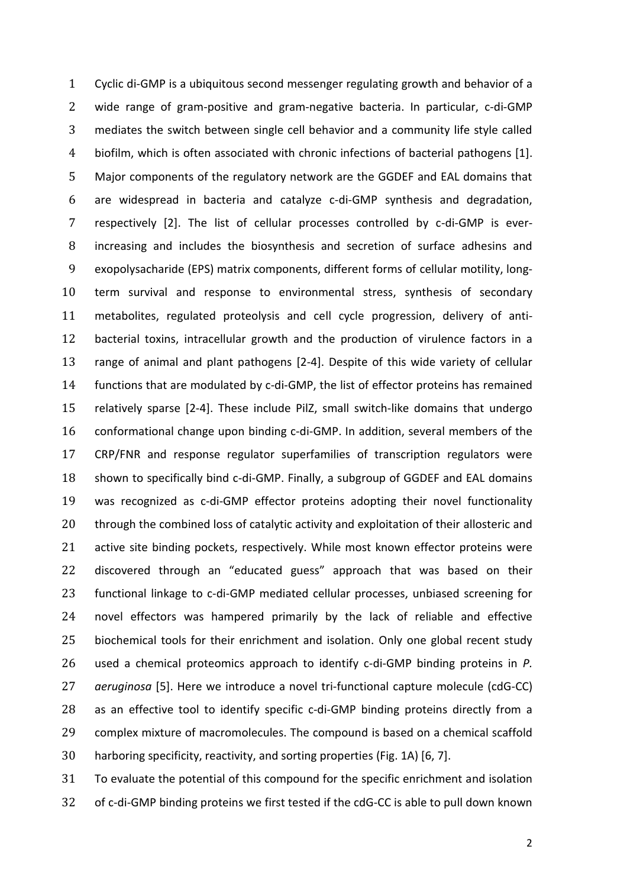Cyclic di-GMP is a ubiquitous second messenger regulating growth and behavior of a wide range of gram-positive and gram-negative bacteria. In particular, c-di-GMP mediates the switch between single cell behavior and a community life style called biofilm, which is often associated with chronic infections of bacterial pathogens [1]. Major components of the regulatory network are the GGDEF and EAL domains that are widespread in bacteria and catalyze c-di-GMP synthesis and degradation, respectively [2]. The list of cellular processes controlled by c-di-GMP is ever-increasing and includes the biosynthesis and secretion of surface adhesins and exopolysacharide (EPS) matrix components, different forms of cellular motility, long-term survival and response to environmental stress, synthesis of secondary metabolites, regulated proteolysis and cell cycle progression, delivery of anti-bacterial toxins, intracellular growth and the production of virulence factors in a range of animal and plant pathogens [2-4]. Despite of this wide variety of cellular functions that are modulated by c-di-GMP, the list of effector proteins has remained relatively sparse [2-4]. These include PilZ, small switch-like domains that undergo conformational change upon binding c-di-GMP. In addition, several members of the CRP/FNR and response regulator superfamilies of transcription regulators were shown to specifically bind c-di-GMP. Finally, a subgroup of GGDEF and EAL domains was recognized as c-di-GMP effector proteins adopting their novel functionality through the combined loss of catalytic activity and exploitation of their allosteric and active site binding pockets, respectively. While most known effector proteins were discovered through an "educated guess" approach that was based on their functional linkage to c-di-GMP mediated cellular processes, unbiased screening for novel effectors was hampered primarily by the lack of reliable and effective biochemical tools for their enrichment and isolation. Only one global recent study used a chemical proteomics approach to identify c-di-GMP binding proteins in *P. aeruginosa* [5]. Here we introduce a novel tri-functional capture molecule (cdG-CC) as an effective tool to identify specific c-di-GMP binding proteins directly from a complex mixture of macromolecules. The compound is based on a chemical scaffold harboring specificity, reactivity, and sorting properties (Fig. 1A) [6, 7].

To evaluate the potential of this compound for the specific enrichment and isolation of c-di-GMP binding proteins we first tested if the cdG-CC is able to pull down known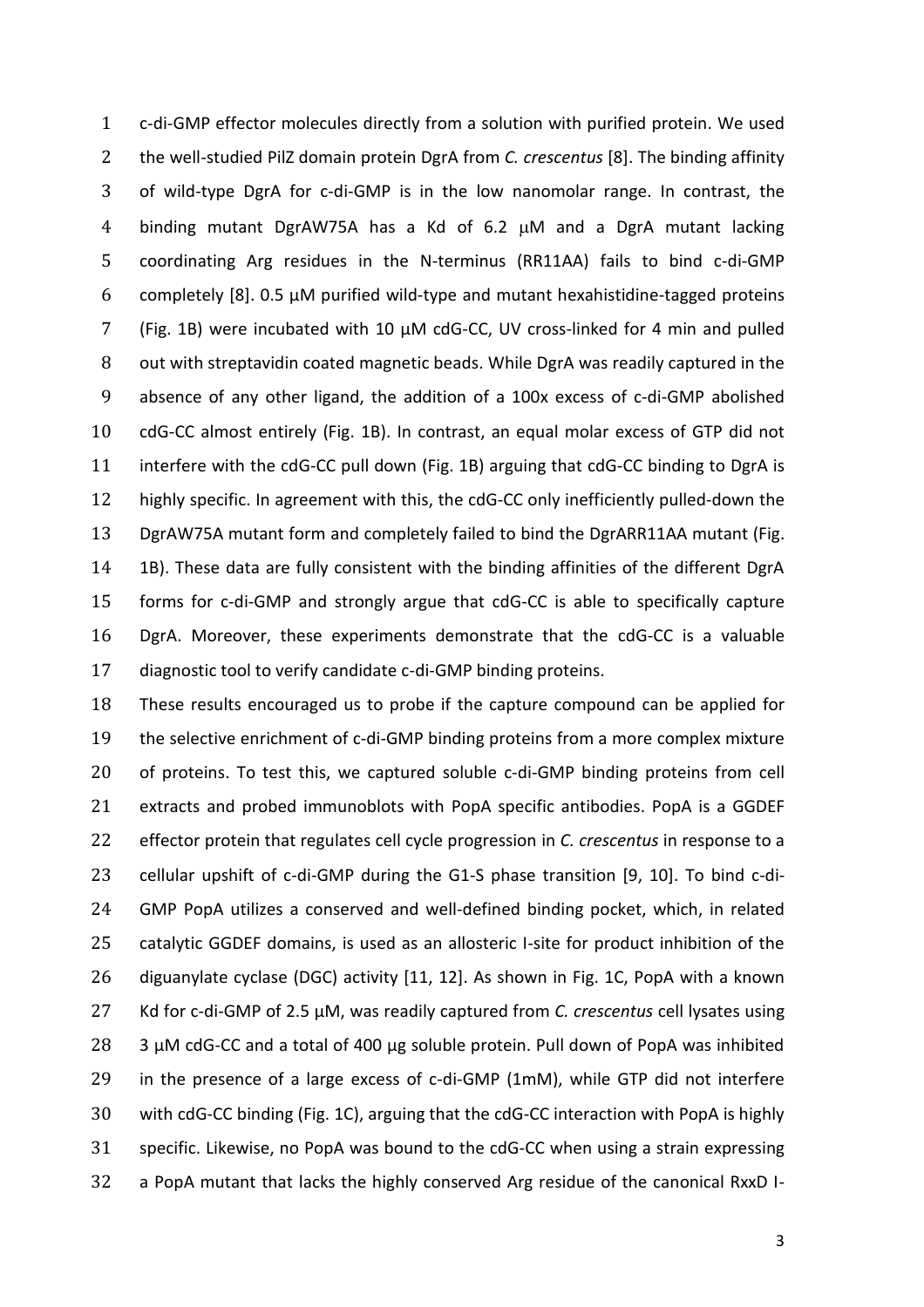c-di-GMP effector molecules directly from a solution with purified protein. We used the well-studied PilZ domain protein DgrA from *C. crescentus* [8]. The binding affinity of wild-type DgrA for c-di-GMP is in the low nanomolar range. In contrast, the binding mutant DgrAW75A has a Kd of 6.2 μM and a DgrA mutant lacking coordinating Arg residues in the N-terminus (RR11AA) fails to bind c-di-GMP completely [8]. 0.5 μM purified wild-type and mutant hexahistidine-tagged proteins (Fig. 1B) were incubated with 10 μM cdG-CC, UV cross-linked for 4 min and pulled out with streptavidin coated magnetic beads. While DgrA was readily captured in the absence of any other ligand, the addition of a 100x excess of c-di-GMP abolished cdG-CC almost entirely (Fig. 1B). In contrast, an equal molar excess of GTP did not interfere with the cdG-CC pull down (Fig. 1B) arguing that cdG-CC binding to DgrA is highly specific. In agreement with this, the cdG-CC only inefficiently pulled-down the DgrAW75A mutant form and completely failed to bind the DgrARR11AA mutant (Fig. 1B). These data are fully consistent with the binding affinities of the different DgrA forms for c-di-GMP and strongly argue that cdG-CC is able to specifically capture DgrA. Moreover, these experiments demonstrate that the cdG-CC is a valuable diagnostic tool to verify candidate c-di-GMP binding proteins.

These results encouraged us to probe if the capture compound can be applied for the selective enrichment of c-di-GMP binding proteins from a more complex mixture of proteins. To test this, we captured soluble c-di-GMP binding proteins from cell extracts and probed immunoblots with PopA specific antibodies. PopA is a GGDEF effector protein that regulates cell cycle progression in *C. crescentus* in response to a cellular upshift of c-di-GMP during the G1-S phase transition [9, 10]. To bind c-di-GMP PopA utilizes a conserved and well-defined binding pocket, which, in related catalytic GGDEF domains, is used as an allosteric I-site for product inhibition of the diguanylate cyclase (DGC) activity [11, 12]. As shown in Fig. 1C, PopA with a known Kd for c-di-GMP of 2.5 μM, was readily captured from *C. crescentus* cell lysates using 3 μM cdG-CC and a total of 400 μg soluble protein. Pull down of PopA was inhibited in the presence of a large excess of c-di-GMP (1mM), while GTP did not interfere with cdG-CC binding (Fig. 1C), arguing that the cdG-CC interaction with PopA is highly specific. Likewise, no PopA was bound to the cdG-CC when using a strain expressing a PopA mutant that lacks the highly conserved Arg residue of the canonical RxxD I-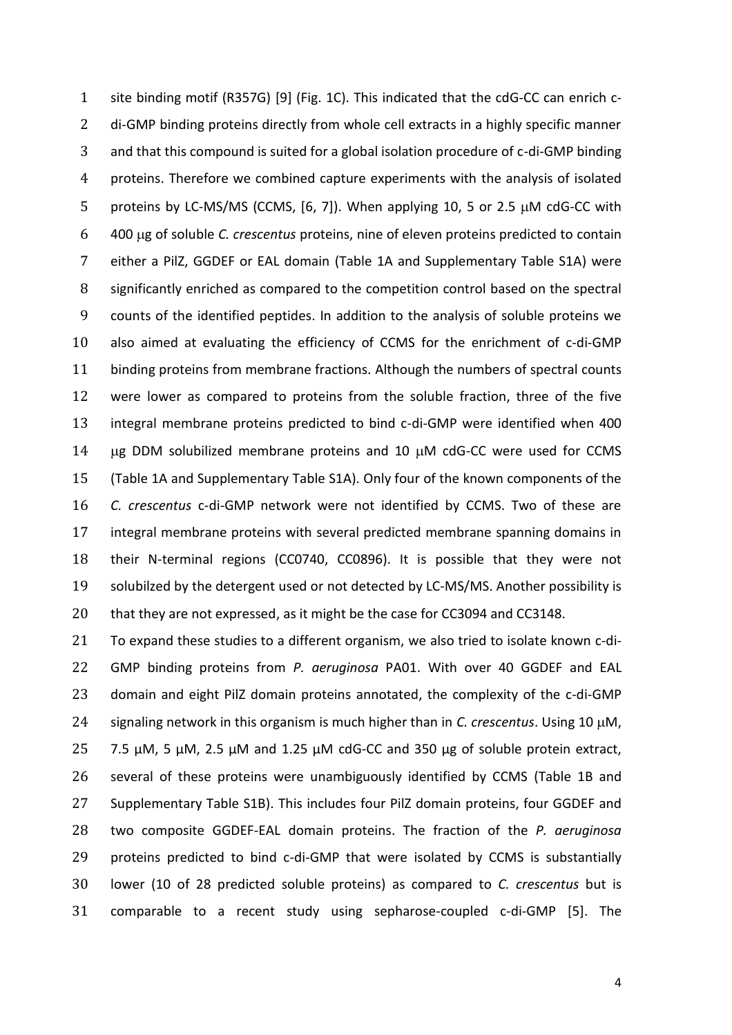site binding motif (R357G) [9] (Fig. 1C). This indicated that the cdG-CC can enrich c-di-GMP binding proteins directly from whole cell extracts in a highly specific manner and that this compound is suited for a global isolation procedure of c-di-GMP binding proteins. Therefore we combined capture experiments with the analysis of isolated proteins by LC-MS/MS (CCMS, [6, 7]). When applying 10, 5 or 2.5 μM cdG-CC with 400 μg of soluble *C. crescentus* proteins, nine of eleven proteins predicted to contain either a PilZ, GGDEF or EAL domain (Table 1A and Supplementary Table S1A) were significantly enriched as compared to the competition control based on the spectral counts of the identified peptides. In addition to the analysis of soluble proteins we also aimed at evaluating the efficiency of CCMS for the enrichment of c-di-GMP binding proteins from membrane fractions. Although the numbers of spectral counts were lower as compared to proteins from the soluble fraction, three of the five integral membrane proteins predicted to bind c-di-GMP were identified when 400 μg DDM solubilized membrane proteins and 10 μM cdG-CC were used for CCMS (Table 1A and Supplementary Table S1A). Only four of the known components of the *C. crescentus* c-di-GMP network were not identified by CCMS. Two of these are integral membrane proteins with several predicted membrane spanning domains in their N-terminal regions (CC0740, CC0896). It is possible that they were not solubilzed by the detergent used or not detected by LC-MS/MS. Another possibility is that they are not expressed, as it might be the case for CC3094 and CC3148.

To expand these studies to a different organism, we also tried to isolate known c-di-GMP binding proteins from *P. aeruginosa* PA01. With over 40 GGDEF and EAL domain and eight PilZ domain proteins annotated, the complexity of the c-di-GMP signaling network in this organism is much higher than in *C. crescentus*. Using 10 μM, 7.5 μM, 5 μM, 2.5 μM and 1.25 μM cdG-CC and 350 μg of soluble protein extract, several of these proteins were unambiguously identified by CCMS (Table 1B and Supplementary Table S1B). This includes four PilZ domain proteins, four GGDEF and two composite GGDEF-EAL domain proteins. The fraction of the *P. aeruginosa* proteins predicted to bind c-di-GMP that were isolated by CCMS is substantially lower (10 of 28 predicted soluble proteins) as compared to *C. crescentus* but is comparable to a recent study using sepharose-coupled c-di-GMP [5]. The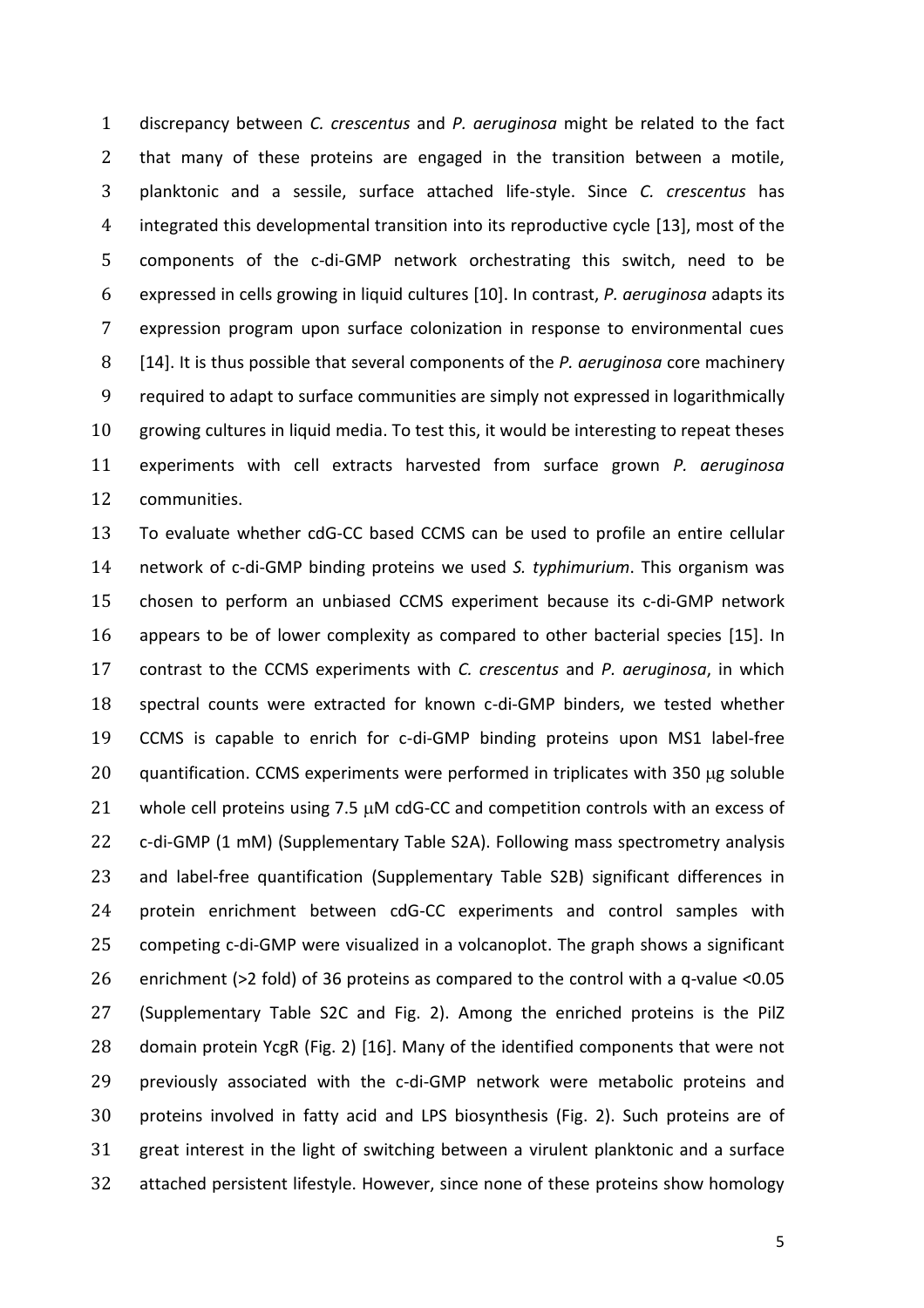discrepancy between *C. crescentus* and *P. aeruginosa* might be related to the fact that many of these proteins are engaged in the transition between a motile, planktonic and a sessile, surface attached life-style. Since *C. crescentus* has integrated this developmental transition into its reproductive cycle [13], most of the components of the c-di-GMP network orchestrating this switch, need to be expressed in cells growing in liquid cultures [10]. In contrast, *P. aeruginosa* adapts its expression program upon surface colonization in response to environmental cues [14]. It is thus possible that several components of the *P. aeruginosa* core machinery required to adapt to surface communities are simply not expressed in logarithmically growing cultures in liquid media. To test this, it would be interesting to repeat theses experiments with cell extracts harvested from surface grown *P. aeruginosa* communities.

To evaluate whether cdG-CC based CCMS can be used to profile an entire cellular network of c-di-GMP binding proteins we used *S. typhimurium*. This organism was chosen to perform an unbiased CCMS experiment because its c-di-GMP network appears to be of lower complexity as compared to other bacterial species [15]. In contrast to the CCMS experiments with *C. crescentus* and *P. aeruginosa*, in which spectral counts were extracted for known c-di-GMP binders, we tested whether CCMS is capable to enrich for c-di-GMP binding proteins upon MS1 label-free quantification. CCMS experiments were performed in triplicates with 350 μg soluble whole cell proteins using 7.5 μM cdG-CC and competition controls with an excess of c-di-GMP (1 mM) (Supplementary Table S2A). Following mass spectrometry analysis and label-free quantification (Supplementary Table S2B) significant differences in protein enrichment between cdG-CC experiments and control samples with competing c-di-GMP were visualized in a volcanoplot. The graph shows a significant enrichment (>2 fold) of 36 proteins as compared to the control with a q-value <0.05 (Supplementary Table S2C and Fig. 2). Among the enriched proteins is the PilZ domain protein YcgR (Fig. 2) [16]. Many of the identified components that were not previously associated with the c-di-GMP network were metabolic proteins and proteins involved in fatty acid and LPS biosynthesis (Fig. 2). Such proteins are of great interest in the light of switching between a virulent planktonic and a surface attached persistent lifestyle. However, since none of these proteins show homology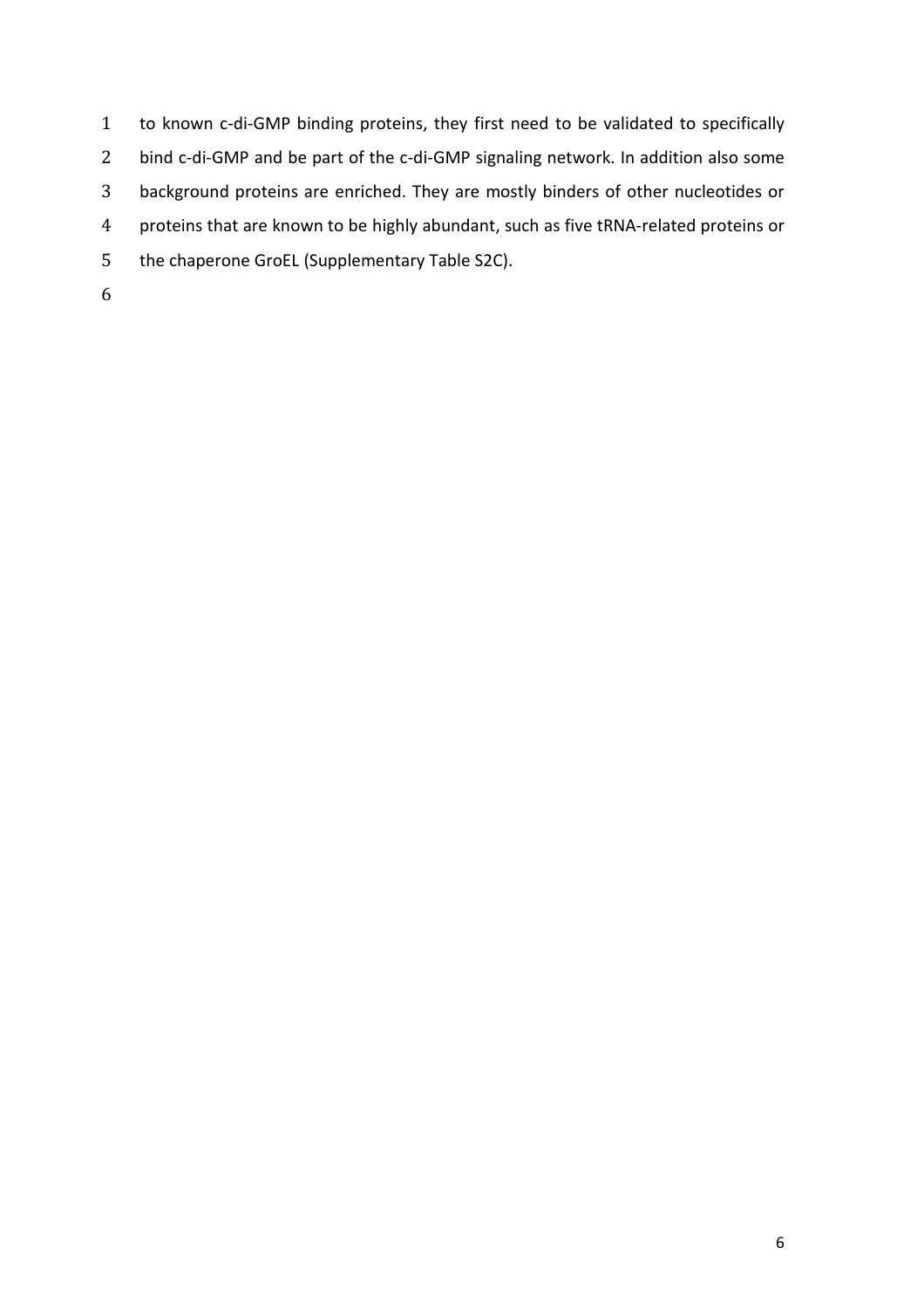to known c-di-GMP binding proteins, they first need to be validated to specifically bind c-di-GMP and be part of the c-di-GMP signaling network. In addition also some background proteins are enriched. They are mostly binders of other nucleotides or proteins that are known to be highly abundant, such as five tRNA-related proteins or the chaperone GroEL (Supplementary Table S2C).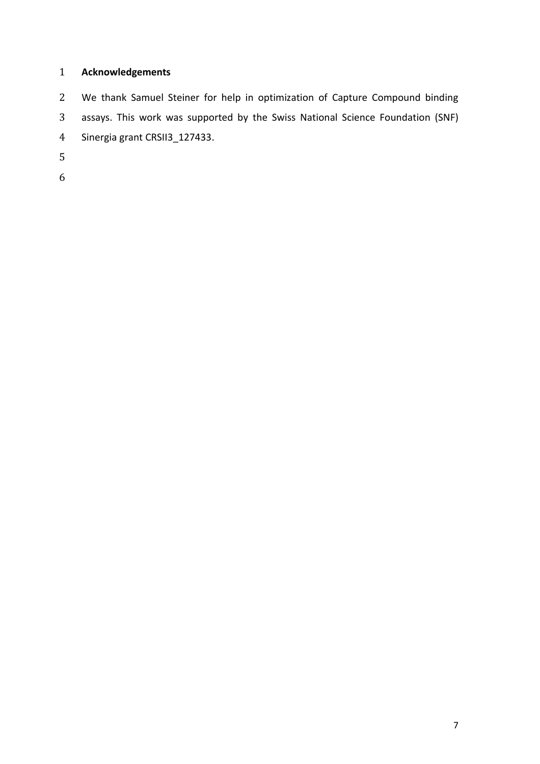## Acknowledgements

We thank Samuel Steiner for help in optimization of Capture Compound binding assays. This work was supported by the Swiss National Science Foundation (SNF) Sinergia grant CRSII3_127433.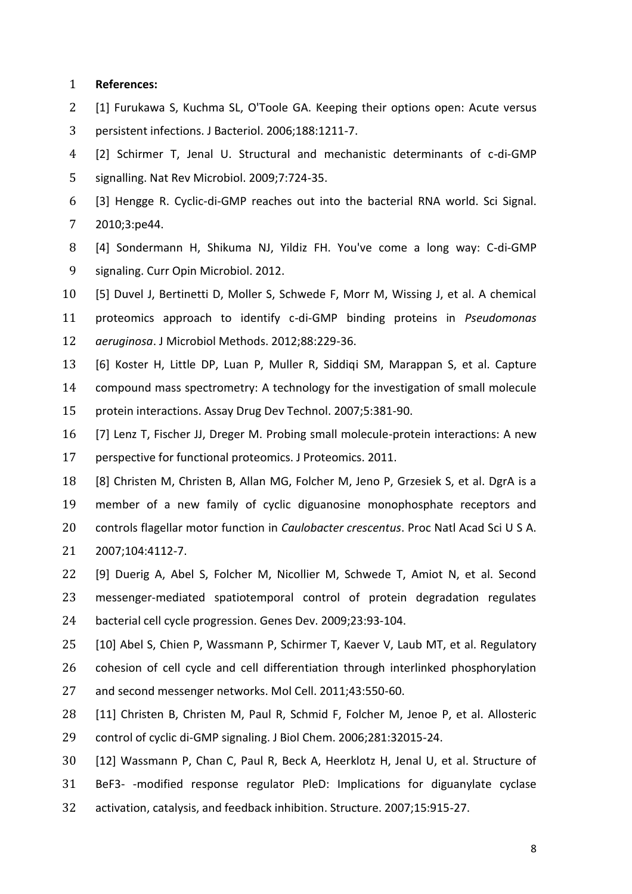**References:**

[1] Furukawa S, Kuchma SL, O'Toole GA. Keeping their options open: Acute versus persistent infections. J Bacteriol. 2006;188:1211-7.

[2] Schirmer T, Jenal U. Structural and mechanistic determinants of c-di-GMP signalling. Nat Rev Microbiol. 2009;7:724-35.

[3] Hengge R. Cyclic-di-GMP reaches out into the bacterial RNA world. Sci Signal. 2010;3:pe44.

[4] Sondermann H, Shikuma NJ, Yildiz FH. You've come a long way: C-di-GMP signaling. Curr Opin Microbiol. 2012.

[5] Duvel J, Bertinetti D, Moller S, Schwede F, Morr M, Wissing J, et al. A chemical proteomics approach to identify c-di-GMP binding proteins in *Pseudomonas aeruginosa*. J Microbiol Methods. 2012;88:229-36.

[6] Koster H, Little DP, Luan P, Muller R, Siddiqi SM, Marappan S, et al. Capture compound mass spectrometry: A technology for the investigation of small molecule protein interactions. Assay Drug Dev Technol. 2007;5:381-90.

[7] Lenz T, Fischer JJ, Dreger M. Probing small molecule-protein interactions: A new perspective for functional proteomics. J Proteomics. 2011.

[8] Christen M, Christen B, Allan MG, Folcher M, Jeno P, Grzesiek S, et al. DgrA is a member of a new family of cyclic diguanosine monophosphate receptors and controls flagellar motor function in *Caulobacter crescentus*. Proc Natl Acad Sci U S A. 2007;104:4112-7.

[9] Duerig A, Abel S, Folcher M, Nicollier M, Schwede T, Amiot N, et al. Second messenger-mediated spatiotemporal control of protein degradation regulates bacterial cell cycle progression. Genes Dev. 2009;23:93-104.

[10] Abel S, Chien P, Wassmann P, Schirmer T, Kaever V, Laub MT, et al. Regulatory cohesion of cell cycle and cell differentiation through interlinked phosphorylation and second messenger networks. Mol Cell. 2011;43:550-60.

[11] Christen B, Christen M, Paul R, Schmid F, Folcher M, Jenoe P, et al. Allosteric control of cyclic di-GMP signaling. J Biol Chem. 2006;281:32015-24.

[12] Wassmann P, Chan C, Paul R, Beck A, Heerklotz H, Jenal U, et al. Structure of BeF3- -modified response regulator PleD: Implications for diguanylate cyclase activation, catalysis, and feedback inhibition. Structure. 2007;15:915-27.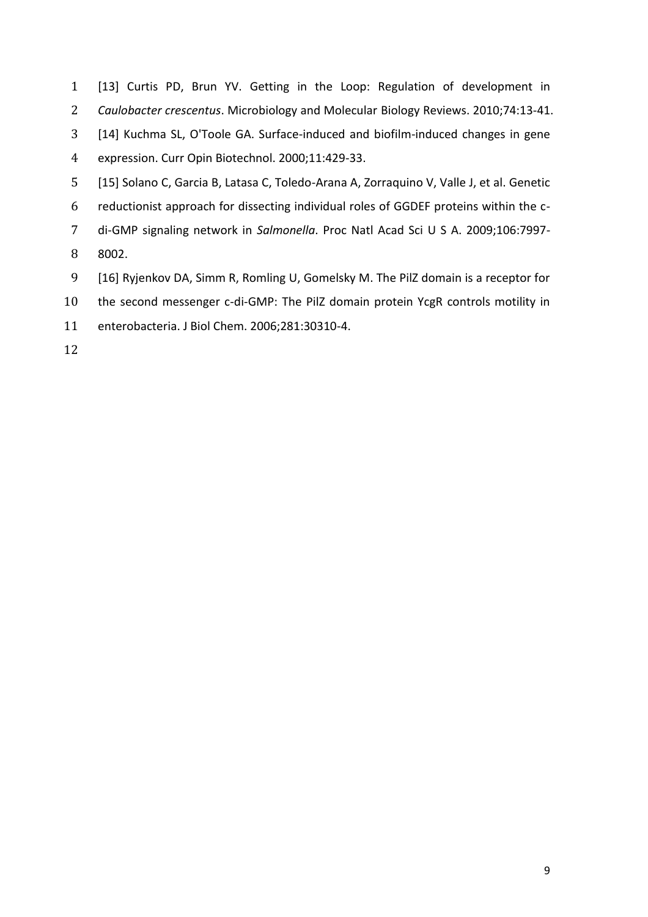[13] Curtis PD, Brun YV. Getting in the Loop: Regulation of development in *Caulobacter crescentus*. Microbiology and Molecular Biology Reviews. 2010;74:13-41.

[14] Kuchma SL, O'Toole GA. Surface-induced and biofilm-induced changes in gene expression. Curr Opin Biotechnol. 2000;11:429-33.

[15] Solano C, Garcia B, Latasa C, Toledo-Arana A, Zorraquino V, Valle J, et al. Genetic reductionist approach for dissecting individual roles of GGDEF proteins within the c-di-GMP signaling network in *Salmonella*. Proc Natl Acad Sci U S A. 2009;106:7997-8002.

[16] Ryjenkov DA, Simm R, Romling U, Gomelsky M. The PilZ domain is a receptor for the second messenger c-di-GMP: The PilZ domain protein YcgR controls motility in enterobacteria. J Biol Chem. 2006;281:30310-4.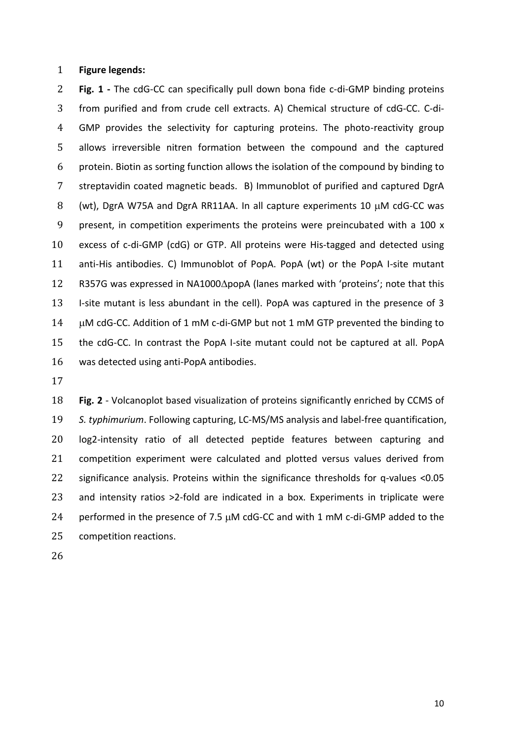**Figure legends:**

**Fig. 1 -** The cdG-CC can specifically pull down bona fide c-di-GMP binding proteins from purified and from crude cell extracts. A) Chemical structure of cdG-CC. C-di-GMP provides the selectivity for capturing proteins. The photo-reactivity group allows irreversible nitren formation between the compound and the captured protein. Biotin as sorting function allows the isolation of the compound by binding to streptavidin coated magnetic beads. B) Immunoblot of purified and captured DgrA (wt), DgrA W75A and DgrA RR11AA. In all capture experiments 10 $\mu$M cdG-CC was present, in competition experiments the proteins were preincubated with a 100 x excess of c-di-GMP (cdG) or GTP. All proteins were His-tagged and detected using anti-His antibodies. C) Immunoblot of PopA. PopA (wt) or the PopA I-site mutant R357G was expressed in NA1000$\Delta$popA (lanes marked with 'proteins'; note that this I-site mutant is less abundant in the cell). PopA was captured in the presence of 3 $\mu$M cdG-CC. Addition of 1 mM c-di-GMP but not 1 mM GTP prevented the binding to the cdG-CC. In contrast the PopA I-site mutant could not be captured at all. PopA was detected using anti-PopA antibodies.

**Fig. 2** - Volcanoplot based visualization of proteins significantly enriched by CCMS of *S. typhimurium*. Following capturing, LC-MS/MS analysis and label-free quantification, log2-intensity ratio of all detected peptide features between capturing and competition experiment were calculated and plotted versus values derived from significance analysis. Proteins within the significance thresholds for q-values <0.05 and intensity ratios >2-fold are indicated in a box. Experiments in triplicate were performed in the presence of 7.5 $\mu$M cdG-CC and with 1 mM c-di-GMP added to the competition reactions.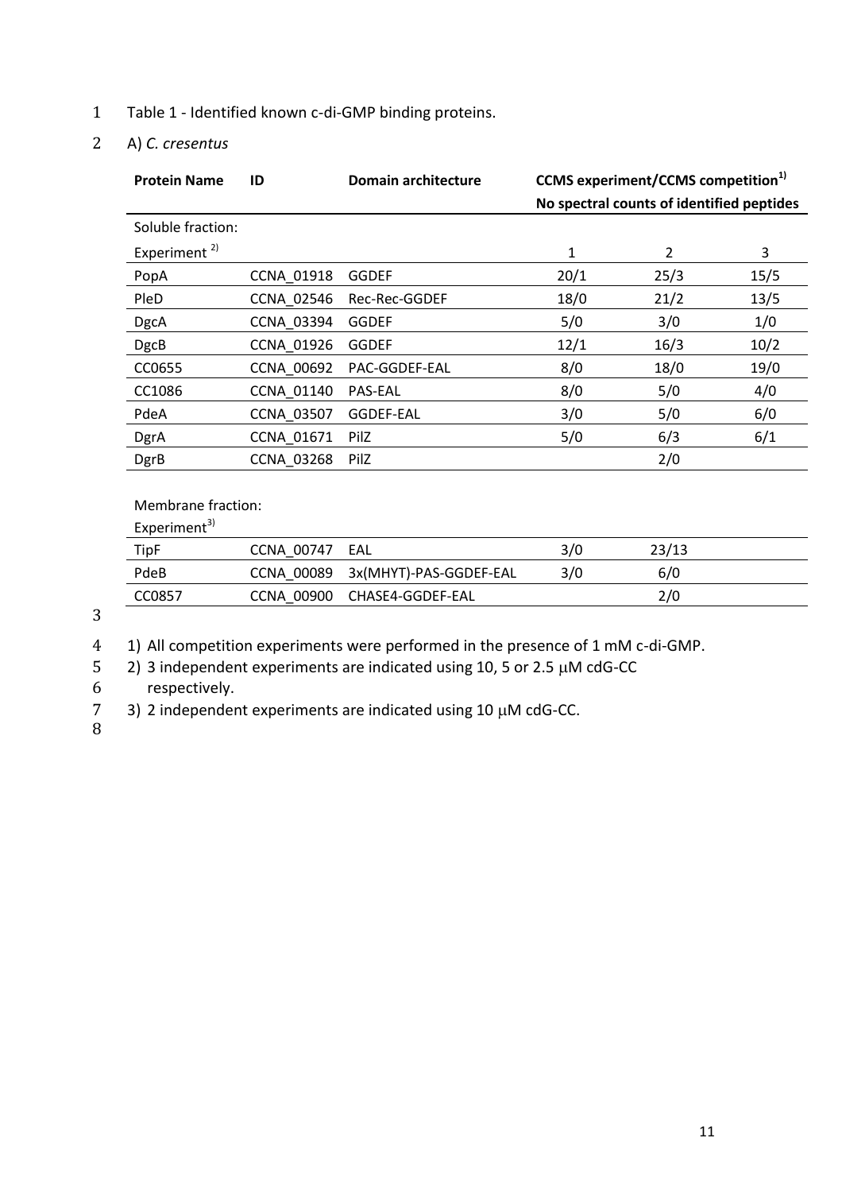Table 1 - Identified known c-di-GMP binding proteins.

A) *C. cresentus*

| Protein Name | ID | Domain architecture | CCMS experiment/CCMS competition[1) ] No spectral counts of identified peptides | | |
|---|---|---|---|---|---|
| Soluble fraction: | | | | | |
| Experiment [2)] | | | 1 | 2 | 3 |
| PopA | CCNA_01918 | GGDEF | 20/1 | 25/3 | 15/5 |
| PleD | CCNA_02546 | Rec-Rec-GGDEF | 18/0 | 21/2 | 13/5 |
| DgcA | CCNA_03394 | GGDEF | 5/0 | 3/0 | 1/0 |
| DgcB | CCNA_01926 | GGDEF | 12/1 | 16/3 | 10/2 |
| CC0655 | CCNA_00692 | PAC-GGDEF-EAL | 8/0 | 18/0 | 19/0 |
| CC1086 | CCNA_01140 | PAS-EAL | 8/0 | 5/0 | 4/0 |
| PdeA | CCNA_03507 | GGDEF-EAL | 3/0 | 5/0 | 6/0 |
| DgrA | CCNA_01671 | PilZ | 5/0 | 6/3 | 6/1 |
| DgrB | CCNA_03268 | PilZ | | 2/0 | |
| Membrane fraction: | | | | | |
| Experiment[3)] | | | | | |
| TipF | CCNA_00747 | EAL | 3/0 | 23/13 | |
| PdeB | CCNA_00089 | 3x(MHYT)-PAS-GGDEF-EAL | 3/0 | 6/0 | |
| CC0857 | CCNA_00900 | CHASE4-GGDEF-EAL | | 2/0 | |

1) All competition experiments were performed in the presence of 1 mM c-di-GMP.
2) 3 independent experiments are indicated using 10, 5 or 2.5 μM cdG-CC respectively.
3) 2 independent experiments are indicated using 10 μM cdG-CC.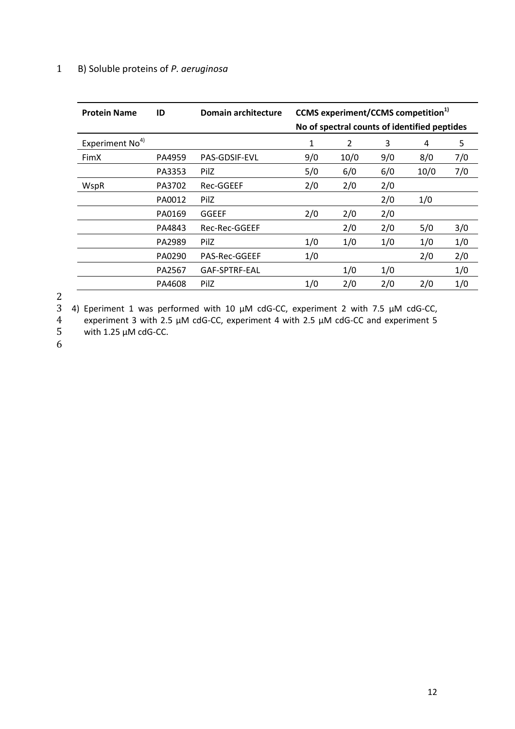B) Soluble proteins of *P. aeruginosa*

| Protein Name | ID | Domain architecture | CCMS experiment/CCMS competition[1) No of spectral counts of identified peptides | | | | |
|---|---|---|---|---|---|---|---|
| Experiment No[4) | | | 1 | 2 | 3 | 4 | 5 |
| FimX | PA4959 | PAS-GDSIF-EVL | 9/0 | 10/0 | 9/0 | 8/0 | 7/0 |
| | PA3353 | PilZ | 5/0 | 6/0 | 6/0 | 10/0 | 7/0 |
| WspR | PA3702 | Rec-GGEEF | 2/0 | 2/0 | 2/0 | | |
| | PA0012 | PilZ | | | 2/0 | 1/0 | |
| | PA0169 | GGEEF | 2/0 | 2/0 | 2/0 | | |
| | PA4843 | Rec-Rec-GGEEF | | 2/0 | 2/0 | 5/0 | 3/0 |
| | PA2989 | PilZ | 1/0 | 1/0 | 1/0 | 1/0 | 1/0 |
| | PA0290 | PAS-Rec-GGEEF | 1/0 | | | 2/0 | 2/0 |
| | PA2567 | GAF-SPTRF-EAL | | 1/0 | 1/0 | | 1/0 |
| | PA4608 | PilZ | 1/0 | 2/0 | 2/0 | 2/0 | 1/0 |

4) Eperiment 1 was performed with 10 µM cdG-CC, experiment 2 with 7.5 µM cdG-CC, experiment 3 with 2.5 µM cdG-CC, experiment 4 with 2.5 µM cdG-CC and experiment 5 with 1.25 µM cdG-CC.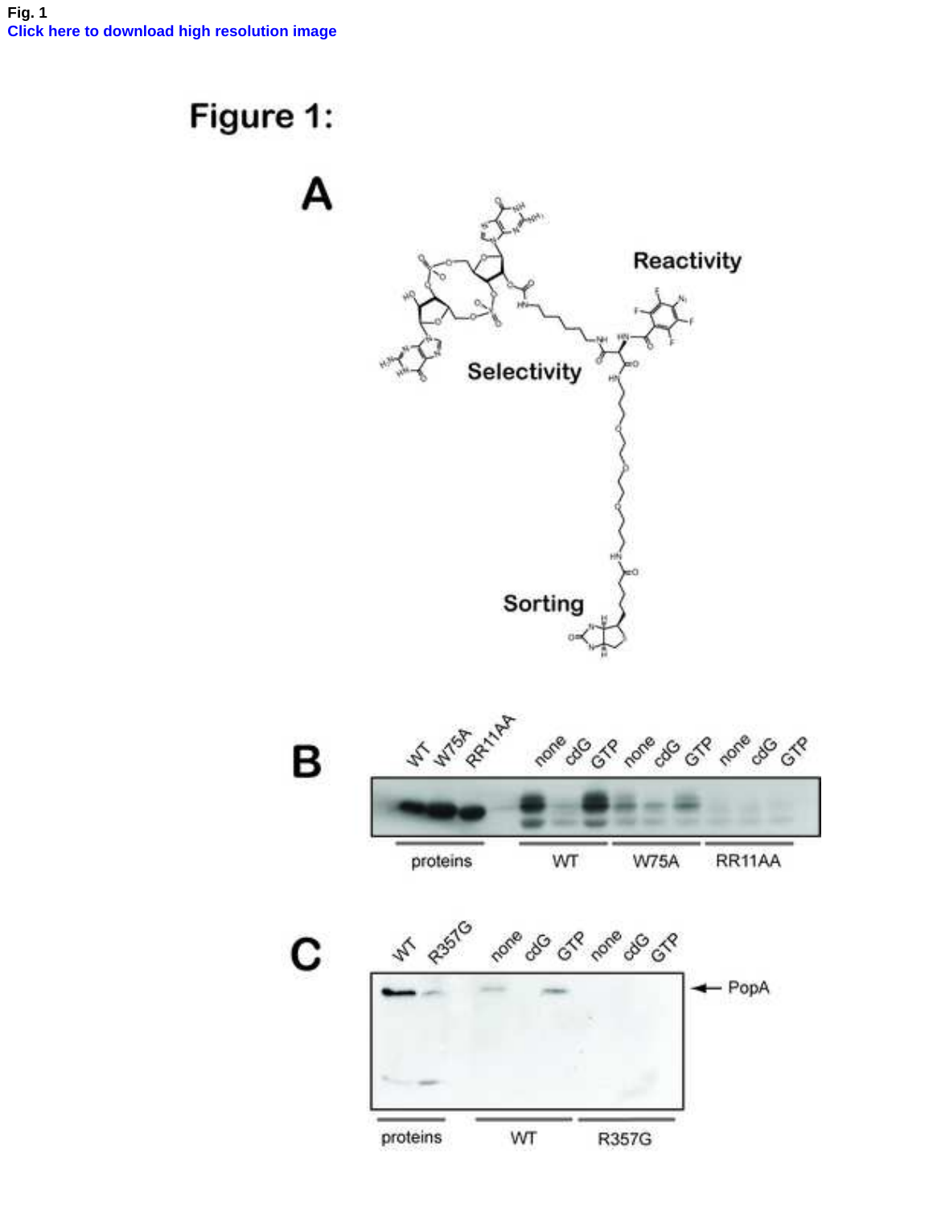**Fig. 1**

Click here to download high resolution image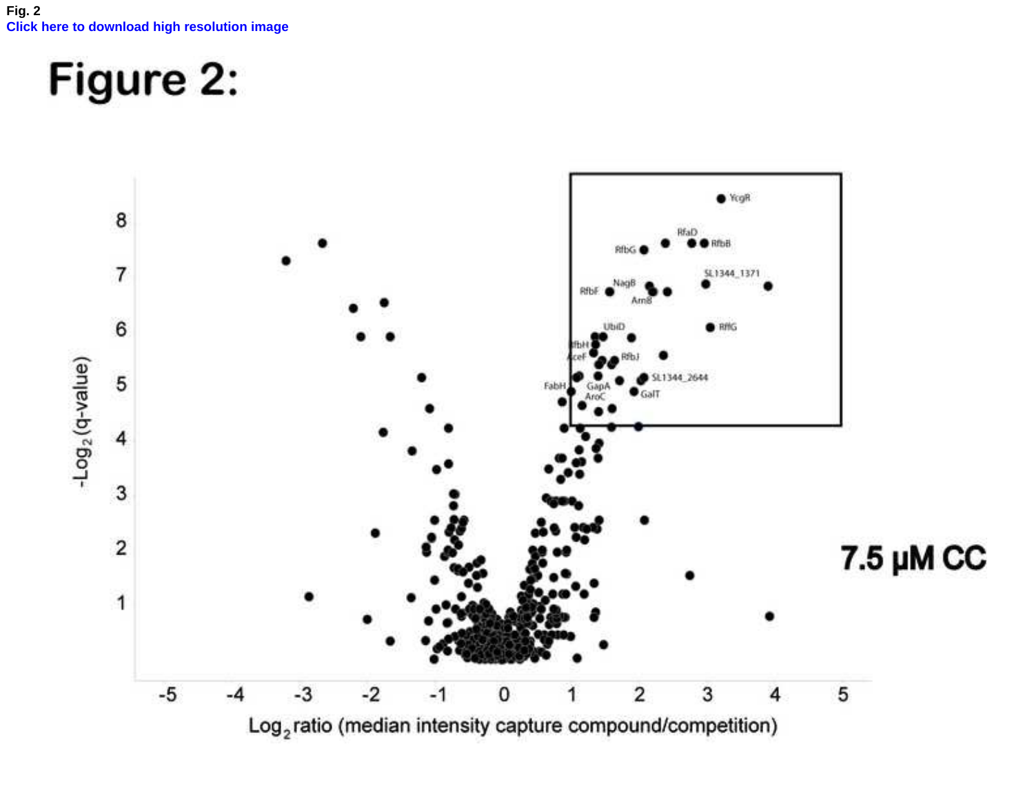Fig. 2

Click here to download high resolution image

# Figure 2:

| Log$_2$ ratio | $-$Log$_2$(q-value) | Label |
|---|---|---|
| 3.2 | 8.4 | YcgR |
| 2.4 | 7.6 | RfaD |
| 3.0 | 7.6 | RfbB |
| 2.1 | 7.5 | RfbG |
| 3.0 | 6.8 | SL1344_1371 |
| 2.2 | 6.8 | NagB |
| 1.6 | 6.7 | RfbF |
| 2.2 | 6.7 | ArnB |
| 3.1 | 6.1 | RffG |
| 1.5 | 5.9 | UbiD |
| 1.3 | 5.7 | RfbH |
| 1.3 | 5.5 | AceF |
| 1.6 | 5.4 | RfbJ |
| 2.1 | 5.1 | SL1344_2644 |
| 1.4 | 5.1 | GapA |
| 1.0 | 4.9 | FabH |
| 1.4 | 4.8 | AroC |
| 1.9 | 4.8 | GalT |

X-axis: Log$_2$ ratio (median intensity capture compound/competition), ticks -5 to 5

Y-axis: -Log$_2$(q-value), ticks 1 to 8

7.5 µM CC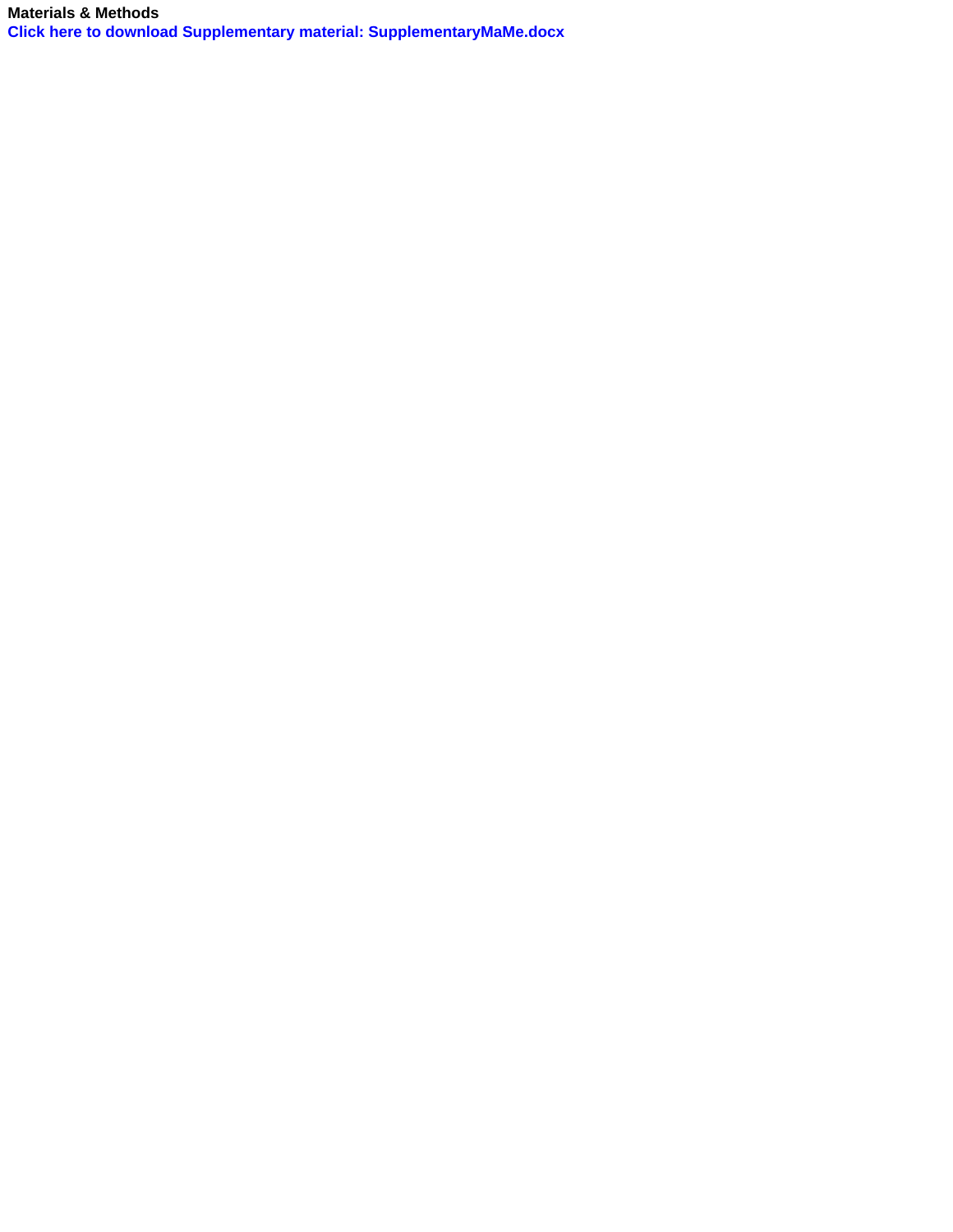**Materials & Methods**

**Click here to download Supplementary material: SupplementaryMaMe.docx**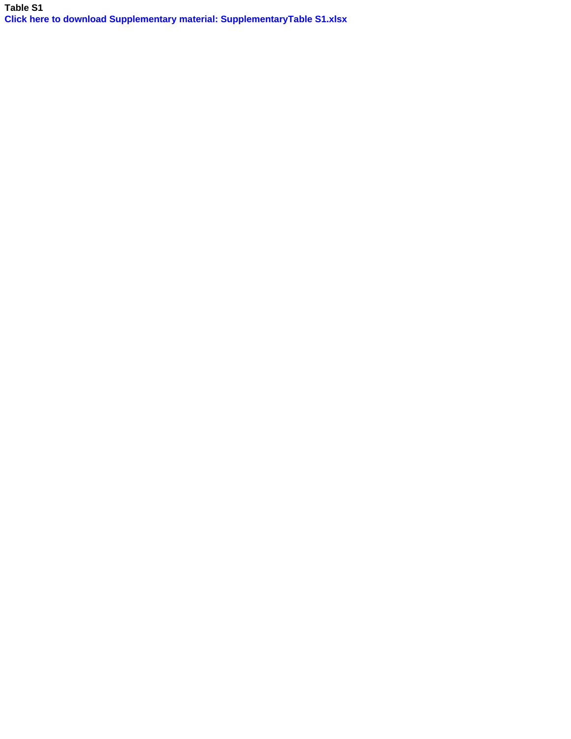**Table S1**

**Click here to download Supplementary material: SupplementaryTable S1.xlsx**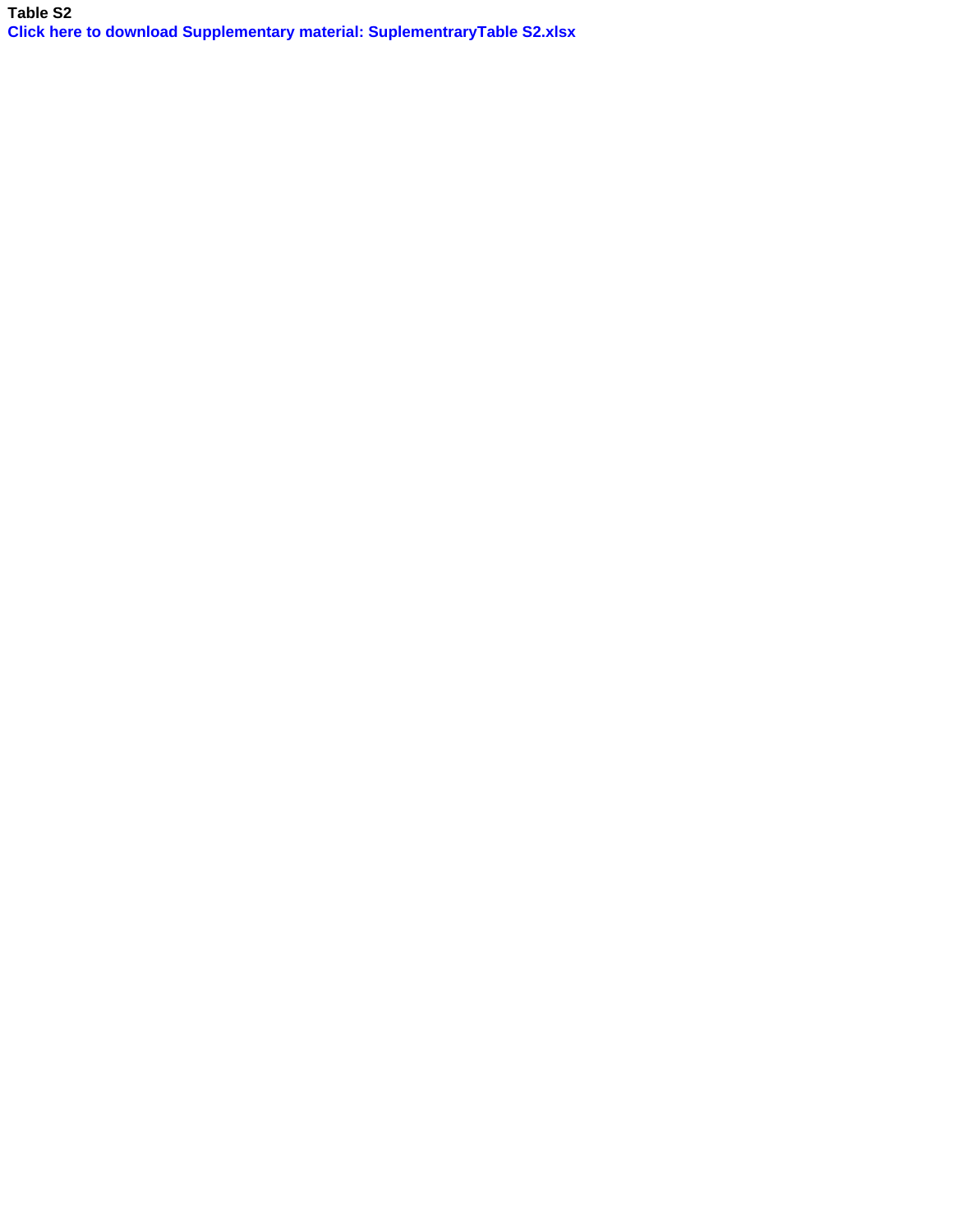**Table S2**

**Click here to download Supplementary material: SuplementraryTable S2.xlsx**